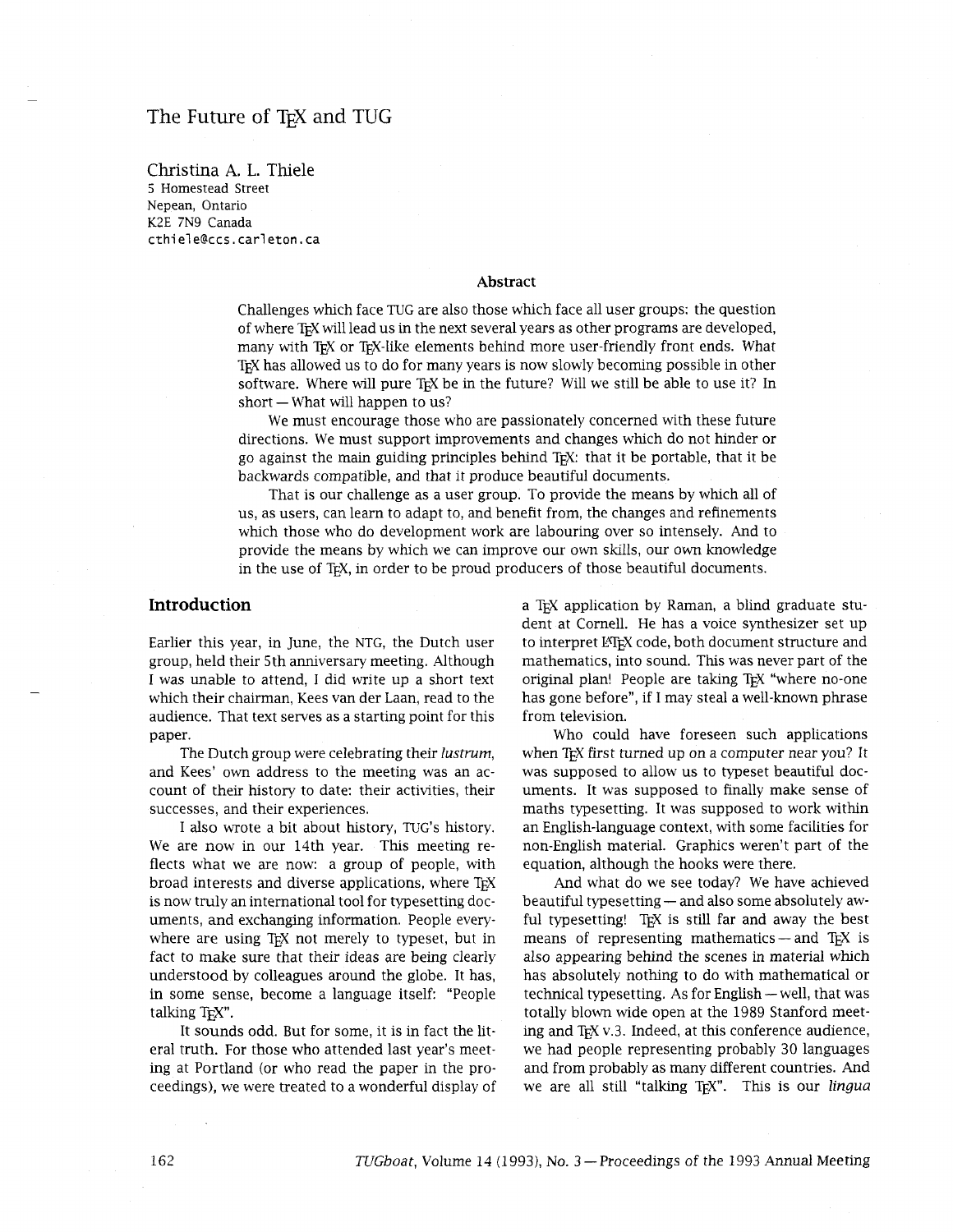# The Future of TeX and TUG

Christina A. L. Thiele
5 Homestead Street
Nepean, Ontario
K2E 7N9 Canada
cthiele@ccs.carleton.ca

### Abstract

Challenges which face TUG are also those which face all user groups: the question of where TeX will lead us in the next several years as other programs are developed, many with TeX or TeX-like elements behind more user-friendly front ends. What TeX has allowed us to do for many years is now slowly becoming possible in other software. Where will pure TeX be in the future? Will we still be able to use it? In short — What will happen to us?

We must encourage those who are passionately concerned with these future directions. We must support improvements and changes which do not hinder or go against the main guiding principles behind TeX: that it be portable, that it be backwards compatible, and that it produce beautiful documents.

That is our challenge as a user group. To provide the means by which all of us, as users, can learn to adapt to, and benefit from, the changes and refinements which those who do development work are labouring over so intensely. And to provide the means by which we can improve our own skills, our own knowledge in the use of TeX, in order to be proud producers of those beautiful documents.

## Introduction

Earlier this year, in June, the NTG, the Dutch user group, held their 5th anniversary meeting. Although I was unable to attend, I did write up a short text which their chairman, Kees van der Laan, read to the audience. That text serves as a starting point for this paper.

The Dutch group were celebrating their *lustrum*, and Kees' own address to the meeting was an account of their history to date: their activities, their successes, and their experiences.

I also wrote a bit about history, TUG's history. We are now in our 14th year. This meeting reflects what we are now: a group of people, with broad interests and diverse applications, where TeX is now truly an international tool for typesetting documents, and exchanging information. People everywhere are using TeX not merely to typeset, but in fact to make sure that their ideas are being clearly understood by colleagues around the globe. It has, in some sense, become a language itself: "People talking TeX".

It sounds odd. But for some, it is in fact the literal truth. For those who attended last year's meeting at Portland (or who read the paper in the proceedings), we were treated to a wonderful display of a TeX application by Raman, a blind graduate student at Cornell. He has a voice synthesizer set up to interpret LaTeX code, both document structure and mathematics, into sound. This was never part of the original plan! People are taking TeX "where no-one has gone before", if I may steal a well-known phrase from television.

Who could have foreseen such applications when TeX first turned up on a computer near you? It was supposed to allow us to typeset beautiful documents. It was supposed to finally make sense of maths typesetting. It was supposed to work within an English-language context, with some facilities for non-English material. Graphics weren't part of the equation, although the hooks were there.

And what do we see today? We have achieved beautiful typesetting — and also some absolutely awful typesetting! TeX is still far and away the best means of representing mathematics — and TeX is also appearing behind the scenes in material which has absolutely nothing to do with mathematical or technical typesetting. As for English — well, that was totally blown wide open at the 1989 Stanford meeting and TeX v.3. Indeed, at this conference audience, we had people representing probably 30 languages and from probably as many different countries. And we are all still "talking TeX". This is our *lingua*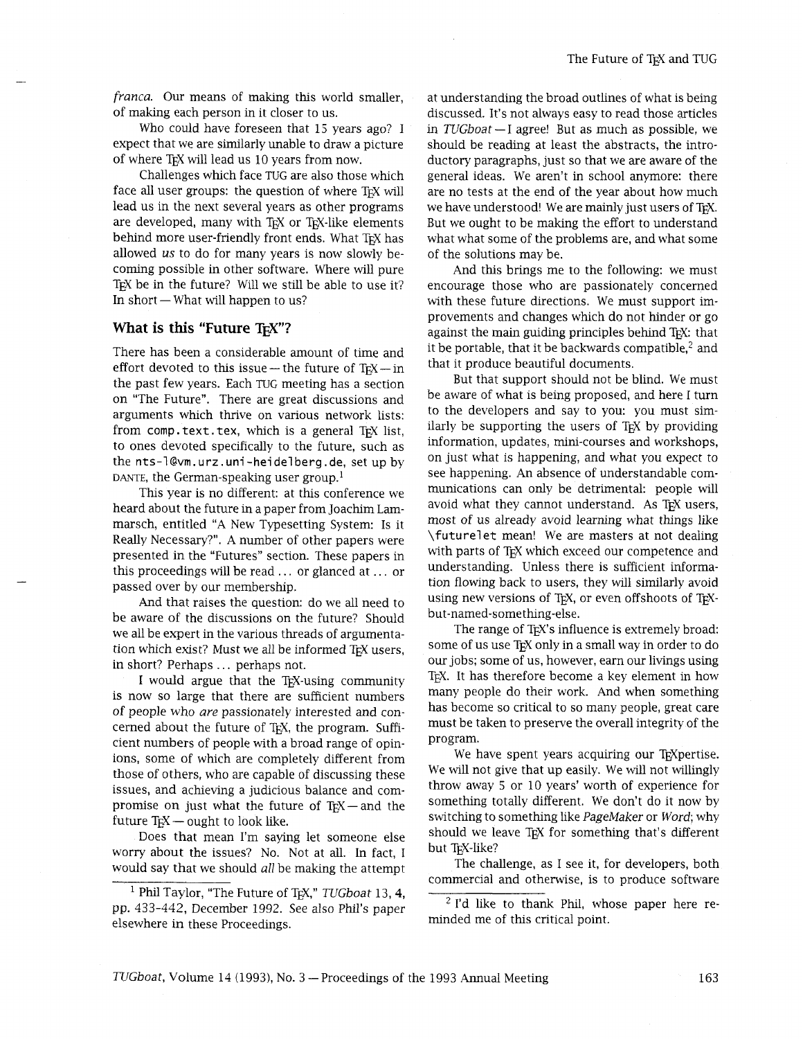*franca*. Our means of making this world smaller, of making each person in it closer to us.

Who could have foreseen that 15 years ago? I expect that we are similarly unable to draw a picture of where TeX will lead us 10 years from now.

Challenges which face TUG are also those which face all user groups: the question of where TeX will lead us in the next several years as other programs are developed, many with TeX or TeX-like elements behind more user-friendly front ends. What TeX has allowed *us* to do for many years is now slowly becoming possible in other software. Where will pure TeX be in the future? Will we still be able to use it? In short — What will happen to us?

## What is this "Future TeX"?

There has been a considerable amount of time and effort devoted to this issue — the future of TeX — in the past few years. Each TUG meeting has a section on "The Future". There are great discussions and arguments which thrive on various network lists: from `comp.text.tex`, which is a general TeX list, to ones devoted specifically to the future, such as the `nts-l@vm.urz.uni-heidelberg.de`, set up by DANTE, the German-speaking user group.[1]

This year is no different: at this conference we heard about the future in a paper from Joachim Lammarsch, entitled "A New Typesetting System: Is it Really Necessary?". A number of other papers were presented in the "Futures" section. These papers in this proceedings will be read ... or glanced at ... or passed over by our membership.

And that raises the question: do we all need to be aware of the discussions on the future? Should we all be expert in the various threads of argumentation which exist? Must we all be informed TeX users, in short? Perhaps ... perhaps not.

I would argue that the TeX-using community is now so large that there are sufficient numbers of people who *are* passionately interested and concerned about the future of TeX, the program. Sufficient numbers of people with a broad range of opinions, some of which are completely different from those of others, who are capable of discussing these issues, and achieving a judicious balance and compromise on just what the future of TeX — and the future TeX — ought to look like.

Does that mean I'm saying let someone else worry about the issues? No. Not at all. In fact, I would say that we should *all* be making the attempt at understanding the broad outlines of what is being discussed. It's not always easy to read those articles in *TUGboat* — I agree! But as much as possible, we should be reading at least the abstracts, the introductory paragraphs, just so that we are aware of the general ideas. We aren't in school anymore: there are no tests at the end of the year about how much we have understood! We are mainly just users of TeX. But we ought to be making the effort to understand what what some of the problems are, and what some of the solutions may be.

And this brings me to the following: we must encourage those who are passionately concerned with these future directions. We must support improvements and changes which do not hinder or go against the main guiding principles behind TeX: that it be portable, that it be backwards compatible,[2] and that it produce beautiful documents.

But that support should not be blind. We must be aware of what is being proposed, and here I turn to the developers and say to you: you must similarly be supporting the users of TeX by providing information, updates, mini-courses and workshops, on just what is happening, and what you expect to see happening. An absence of understandable communications can only be detrimental: people will avoid what they cannot understand. As TeX users, most of us already avoid learning what things like `\futurelet` mean! We are masters at not dealing with parts of TeX which exceed our competence and understanding. Unless there is sufficient information flowing back to users, they will similarly avoid using new versions of TeX, or even offshoots of TeX-but-named-something-else.

The range of TeX's influence is extremely broad: some of us use TeX only in a small way in order to do our jobs; some of us, however, earn our livings using TeX. It has therefore become a key element in how many people do their work. And when something has become so critical to so many people, great care must be taken to preserve the overall integrity of the program.

We have spent years acquiring our TeXpertise. We will not give that up easily. We will not willingly throw away 5 or 10 years' worth of experience for something totally different. We don't do it now by switching to something like *PageMaker* or *Word*; why should we leave TeX for something that's different but TeX-like?

The challenge, as I see it, for developers, both commercial and otherwise, is to produce software

---

[1] Phil Taylor, "The Future of TeX," *TUGboat* 13, 4, pp. 433–442, December 1992. See also Phil's paper elsewhere in these Proceedings.

[2] I'd like to thank Phil, whose paper here reminded me of this critical point.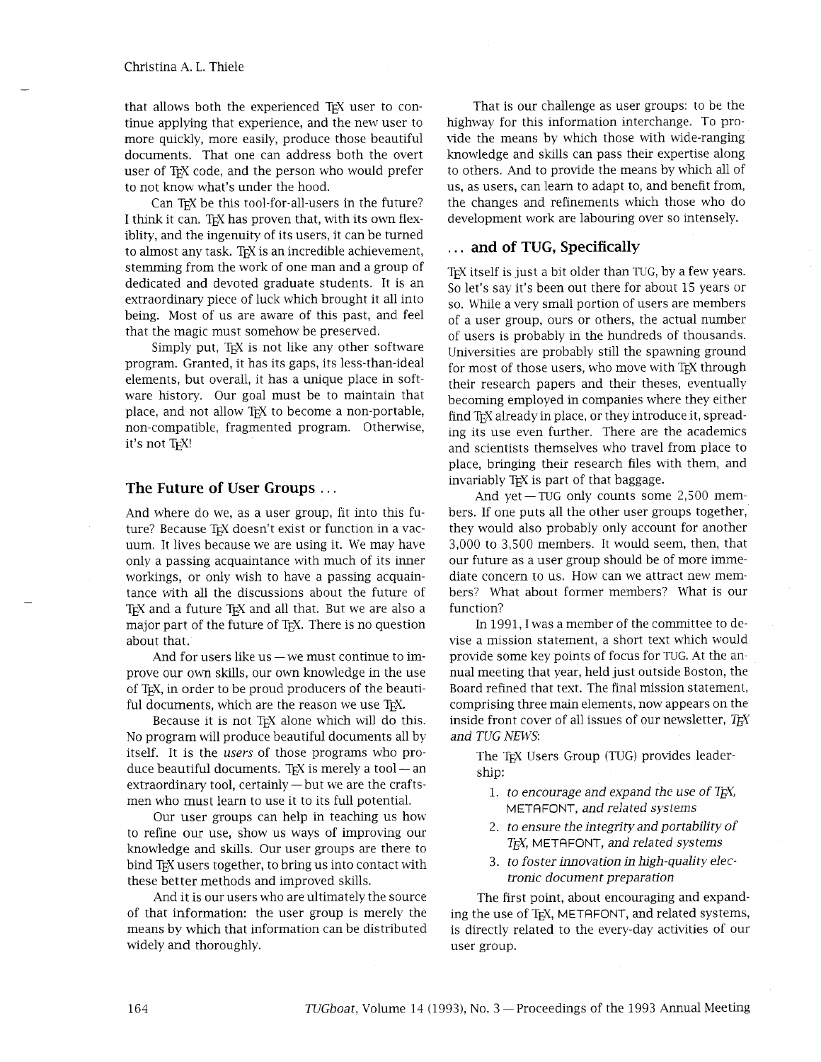that allows both the experienced TeX user to continue applying that experience, and the new user to more quickly, more easily, produce those beautiful documents. That one can address both the overt user of TeX code, and the person who would prefer to not know what's under the hood.

Can TeX be this tool-for-all-users in the future? I think it can. TeX has proven that, with its own flexiblity, and the ingenuity of its users, it can be turned to almost any task. TeX is an incredible achievement, stemming from the work of one man and a group of dedicated and devoted graduate students. It is an extraordinary piece of luck which brought it all into being. Most of us are aware of this past, and feel that the magic must somehow be preserved.

Simply put, TeX is not like any other software program. Granted, it has its gaps, its less-than-ideal elements, but overall, it has a unique place in software history. Our goal must be to maintain that place, and not allow TeX to become a non-portable, non-compatible, fragmented program. Otherwise, it's not TeX!

## The Future of User Groups ...

And where do we, as a user group, fit into this future? Because TeX doesn't exist or function in a vacuum. It lives because we are using it. We may have only a passing acquaintance with much of its inner workings, or only wish to have a passing acquaintance with all the discussions about the future of TeX and a future TeX and all that. But we are also a major part of the future of TeX. There is no question about that.

And for users like us — we must continue to improve our own skills, our own knowledge in the use of TeX, in order to be proud producers of the beautiful documents, which are the reason we use TeX.

Because it is not TeX alone which will do this. No program will produce beautiful documents all by itself. It is the *users* of those programs who produce beautiful documents. TeX is merely a tool — an extraordinary tool, certainly — but we are the craftsmen who must learn to use it to its full potential.

Our user groups can help in teaching us how to refine our use, show us ways of improving our knowledge and skills. Our user groups are there to bind TeX users together, to bring us into contact with these better methods and improved skills.

And it is our users who are ultimately the source of that information: the user group is merely the means by which that information can be distributed widely and thoroughly.

That is our challenge as user groups: to be the highway for this information interchange. To provide the means by which those with wide-ranging knowledge and skills can pass their expertise along to others. And to provide the means by which all of us, as users, can learn to adapt to, and benefit from, the changes and refinements which those who do development work are labouring over so intensely.

## ... and of TUG, Specifically

TeX itself is just a bit older than TUG, by a few years. So let's say it's been out there for about 15 years or so. While a very small portion of users are members of a user group, ours or others, the actual number of users is probably in the hundreds of thousands. Universities are probably still the spawning ground for most of those users, who move with TeX through their research papers and their theses, eventually becoming employed in companies where they either find TeX already in place, or they introduce it, spreading its use even further. There are the academics and scientists themselves who travel from place to place, bringing their research files with them, and invariably TeX is part of that baggage.

And yet — TUG only counts some 2,500 members. If one puts all the other user groups together, they would also probably only account for another 3,000 to 3,500 members. It would seem, then, that our future as a user group should be of more immediate concern to us. How can we attract new members? What about former members? What is our function?

In 1991, I was a member of the committee to devise a mission statement, a short text which would provide some key points of focus for TUG. At the annual meeting that year, held just outside Boston, the Board refined that text. The final mission statement, comprising three main elements, now appears on the inside front cover of all issues of our newsletter, *TeX and TUG NEWS*:

> The TeX Users Group (TUG) provides leadership:
>
> 1. *to encourage and expand the use of TeX, METAFONT, and related systems*
> 2. *to ensure the integrity and portability of TeX, METAFONT, and related systems*
> 3. *to foster innovation in high-quality electronic document preparation*

The first point, about encouraging and expanding the use of TeX, METAFONT, and related systems, is directly related to the every-day activities of our user group.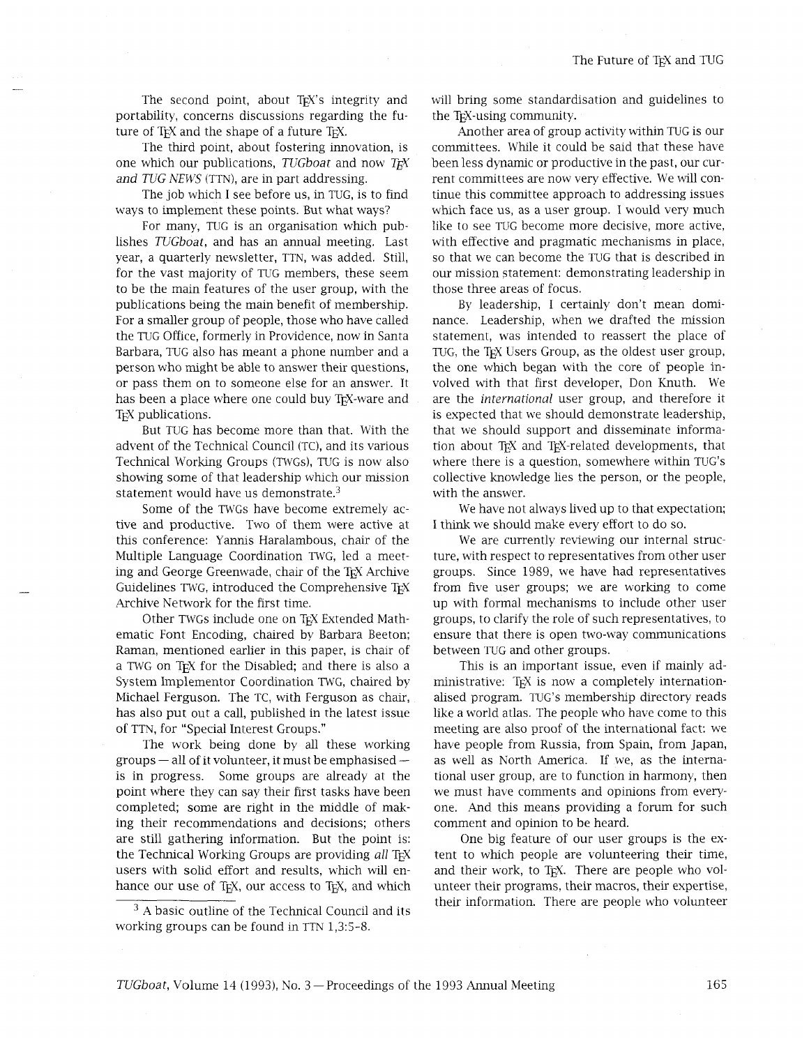The second point, about TeX's integrity and portability, concerns discussions regarding the future of TeX and the shape of a future TeX.

The third point, about fostering innovation, is one which our publications, *TUGboat* and now *TeX and TUG NEWS* (TTN), are in part addressing.

The job which I see before us, in TUG, is to find ways to implement these points. But what ways?

For many, TUG is an organisation which publishes *TUGboat*, and has an annual meeting. Last year, a quarterly newsletter, TTN, was added. Still, for the vast majority of TUG members, these seem to be the main features of the user group, with the publications being the main benefit of membership. For a smaller group of people, those who have called the TUG Office, formerly in Providence, now in Santa Barbara, TUG also has meant a phone number and a person who might be able to answer their questions, or pass them on to someone else for an answer. It has been a place where one could buy TeX-ware and TeX publications.

But TUG has become more than that. With the advent of the Technical Council (TC), and its various Technical Working Groups (TWGs), TUG is now also showing some of that leadership which our mission statement would have us demonstrate.[3]

Some of the TWGs have become extremely active and productive. Two of them were active at this conference: Yannis Haralambous, chair of the Multiple Language Coordination TWG, led a meeting and George Greenwade, chair of the TeX Archive Guidelines TWG, introduced the Comprehensive TeX Archive Network for the first time.

Other TWGs include one on TeX Extended Mathematic Font Encoding, chaired by Barbara Beeton; Raman, mentioned earlier in this paper, is chair of a TWG on TeX for the Disabled; and there is also a System Implementor Coordination TWG, chaired by Michael Ferguson. The TC, with Ferguson as chair, has also put out a call, published in the latest issue of TTN, for "Special Interest Groups."

The work being done by all these working groups — all of it volunteer, it must be emphasised — is in progress. Some groups are already at the point where they can say their first tasks have been completed; some are right in the middle of making their recommendations and decisions; others are still gathering information. But the point is: the Technical Working Groups are providing *all* TeX users with solid effort and results, which will enhance our use of TeX, our access to TeX, and which will bring some standardisation and guidelines to the TeX-using community.

Another area of group activity within TUG is our committees. While it could be said that these have been less dynamic or productive in the past, our current committees are now very effective. We will continue this committee approach to addressing issues which face us, as a user group. I would very much like to see TUG become more decisive, more active, with effective and pragmatic mechanisms in place, so that we can become the TUG that is described in our mission statement: demonstrating leadership in those three areas of focus.

By leadership, I certainly don't mean dominance. Leadership, when we drafted the mission statement, was intended to reassert the place of TUG, the TeX Users Group, as the oldest user group, the one which began with the core of people involved with that first developer, Don Knuth. We are the *international* user group, and therefore it is expected that we should demonstrate leadership, that we should support and disseminate information about TeX and TeX-related developments, that where there is a question, somewhere within TUG's collective knowledge lies the person, or the people, with the answer.

We have not always lived up to that expectation; I think we should make every effort to do so.

We are currently reviewing our internal structure, with respect to representatives from other user groups. Since 1989, we have had representatives from five user groups; we are working to come up with formal mechanisms to include other user groups, to clarify the role of such representatives, to ensure that there is open two-way communications between TUG and other groups.

This is an important issue, even if mainly administrative: TeX is now a completely internationalised program. TUG's membership directory reads like a world atlas. The people who have come to this meeting are also proof of the international fact: we have people from Russia, from Spain, from Japan, as well as North America. If we, as the international user group, are to function in harmony, then we must have comments and opinions from everyone. And this means providing a forum for such comment and opinion to be heard.

One big feature of our user groups is the extent to which people are volunteering their time, and their work, to TeX. There are people who volunteer their programs, their macros, their expertise, their information. There are people who volunteer

[3] A basic outline of the Technical Council and its working groups can be found in TTN 1,3:5–8.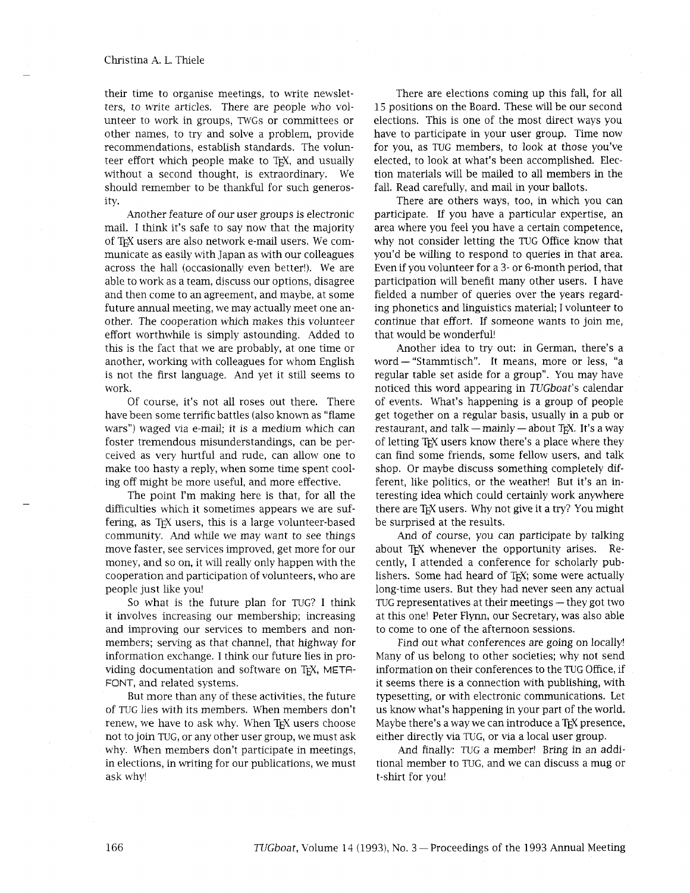their time to organise meetings, to write newsletters, to write articles. There are people who volunteer to work in groups, TWGs or committees or other names, to try and solve a problem, provide recommendations, establish standards. The volunteer effort which people make to TeX, and usually without a second thought, is extraordinary. We should remember to be thankful for such generosity.

Another feature of our user groups is electronic mail. I think it's safe to say now that the majority of TeX users are also network e-mail users. We communicate as easily with Japan as with our colleagues across the hall (occasionally even better!). We are able to work as a team, discuss our options, disagree and then come to an agreement, and maybe, at some future annual meeting, we may actually meet one another. The cooperation which makes this volunteer effort worthwhile is simply astounding. Added to this is the fact that we are probably, at one time or another, working with colleagues for whom English is not the first language. And yet it still seems to work.

Of course, it's not all roses out there. There have been some terrific battles (also known as "flame wars") waged via e-mail; it is a medium which can foster tremendous misunderstandings, can be perceived as very hurtful and rude, can allow one to make too hasty a reply, when some time spent cooling off might be more useful, and more effective.

The point I'm making here is that, for all the difficulties which it sometimes appears we are suffering, as TeX users, this is a large volunteer-based community. And while we may want to see things move faster, see services improved, get more for our money, and so on, it will really only happen with the cooperation and participation of volunteers, who are people just like you!

So what is the future plan for TUG? I think it involves increasing our membership; increasing and improving our services to members and non-members; serving as that channel, that highway for information exchange. I think our future lies in providing documentation and software on TeX, METAFONT, and related systems.

But more than any of these activities, the future of TUG lies with its members. When members don't renew, we have to ask why. When TeX users choose not to join TUG, or any other user group, we must ask why. When members don't participate in meetings, in elections, in writing for our publications, we must ask why!

There are elections coming up this fall, for all 15 positions on the Board. These will be our second elections. This is one of the most direct ways you have to participate in your user group. Time now for you, as TUG members, to look at those you've elected, to look at what's been accomplished. Election materials will be mailed to all members in the fall. Read carefully, and mail in your ballots.

There are others ways, too, in which you can participate. If you have a particular expertise, an area where you feel you have a certain competence, why not consider letting the TUG Office know that you'd be willing to respond to queries in that area. Even if you volunteer for a 3- or 6-month period, that participation will benefit many other users. I have fielded a number of queries over the years regarding phonetics and linguistics material; I volunteer to continue that effort. If someone wants to join me, that would be wonderful!

Another idea to try out: in German, there's a word — "Stammtisch". It means, more or less, "a regular table set aside for a group". You may have noticed this word appearing in *TUGboat*'s calendar of events. What's happening is a group of people get together on a regular basis, usually in a pub or restaurant, and talk — mainly — about TeX. It's a way of letting TeX users know there's a place where they can find some friends, some fellow users, and talk shop. Or maybe discuss something completely different, like politics, or the weather! But it's an interesting idea which could certainly work anywhere there are TeX users. Why not give it a try? You might be surprised at the results.

And of course, you can participate by talking about TeX whenever the opportunity arises. Recently, I attended a conference for scholarly publishers. Some had heard of TeX; some were actually long-time users. But they had never seen any actual TUG representatives at their meetings — they got two at this one! Peter Flynn, our Secretary, was also able to come to one of the afternoon sessions.

Find out what conferences are going on locally! Many of us belong to other societies; why not send information on their conferences to the TUG Office, if it seems there is a connection with publishing, with typesetting, or with electronic communications. Let us know what's happening in your part of the world. Maybe there's a way we can introduce a TeX presence, either directly via TUG, or via a local user group.

And finally: TUG a member! Bring in an additional member to TUG, and we can discuss a mug or t-shirt for you!